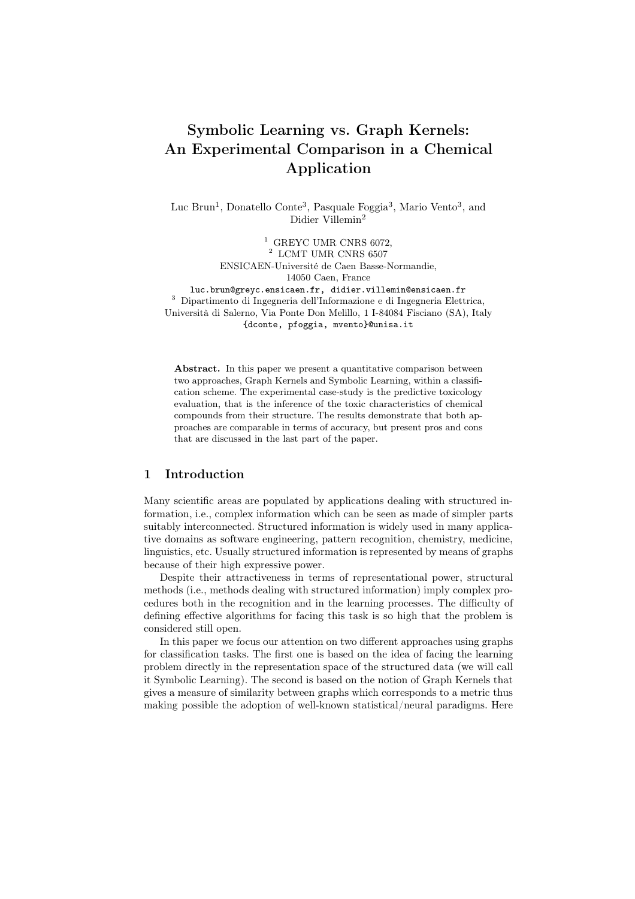# Symbolic Learning vs. Graph Kernels: An Experimental Comparison in a Chemical Application

Luc Brun[1], Donatello Conte[3], Pasquale Foggia[3], Mario Vento[3], and Didier Villemin[2]

[1] GREYC UMR CNRS 6072,
[2] LCMT UMR CNRS 6507
ENSICAEN-Université de Caen Basse-Normandie,
14050 Caen, France
luc.brun@greyc.ensicaen.fr, didier.villemin@ensicaen.fr
[3] Dipartimento di Ingegneria dell'Informazione e di Ingegneria Elettrica,
Università di Salerno, Via Ponte Don Melillo, 1 I-84084 Fisciano (SA), Italy
{dconte, pfoggia, mvento}@unisa.it

**Abstract.** In this paper we present a quantitative comparison between two approaches, Graph Kernels and Symbolic Learning, within a classification scheme. The experimental case-study is the predictive toxicology evaluation, that is the inference of the toxic characteristics of chemical compounds from their structure. The results demonstrate that both approaches are comparable in terms of accuracy, but present pros and cons that are discussed in the last part of the paper.

## 1 Introduction

Many scientific areas are populated by applications dealing with structured information, i.e., complex information which can be seen as made of simpler parts suitably interconnected. Structured information is widely used in many applicative domains as software engineering, pattern recognition, chemistry, medicine, linguistics, etc. Usually structured information is represented by means of graphs because of their high expressive power.

Despite their attractiveness in terms of representational power, structural methods (i.e., methods dealing with structured information) imply complex procedures both in the recognition and in the learning processes. The difficulty of defining effective algorithms for facing this task is so high that the problem is considered still open.

In this paper we focus our attention on two different approaches using graphs for classification tasks. The first one is based on the idea of facing the learning problem directly in the representation space of the structured data (we will call it Symbolic Learning). The second is based on the notion of Graph Kernels that gives a measure of similarity between graphs which corresponds to a metric thus making possible the adoption of well-known statistical/neural paradigms. Here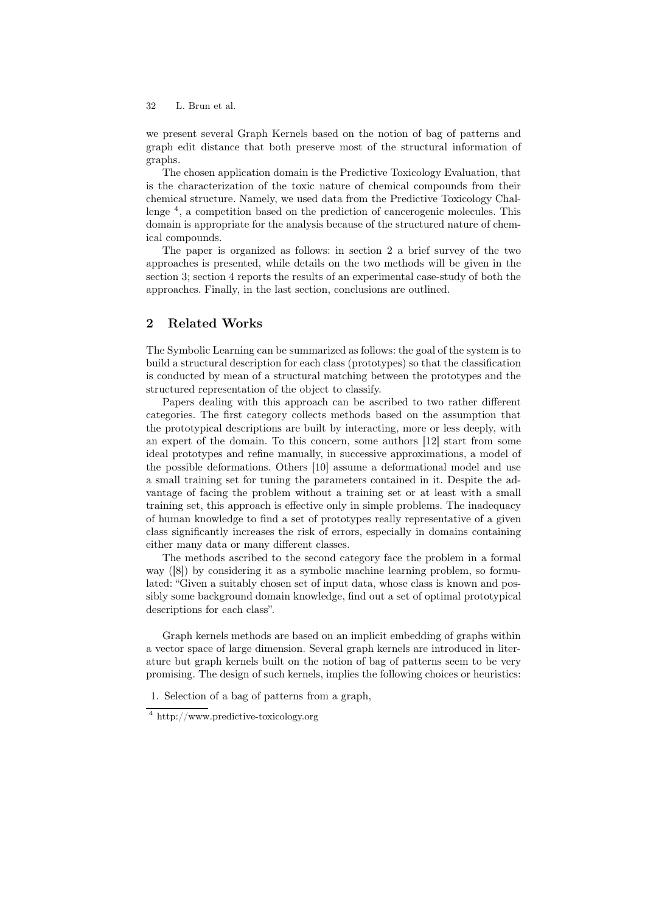we present several Graph Kernels based on the notion of bag of patterns and graph edit distance that both preserve most of the structural information of graphs.

The chosen application domain is the Predictive Toxicology Evaluation, that is the characterization of the toxic nature of chemical compounds from their chemical structure. Namely, we used data from the Predictive Toxicology Challenge [4], a competition based on the prediction of cancerogenic molecules. This domain is appropriate for the analysis because of the structured nature of chemical compounds.

The paper is organized as follows: in section 2 a brief survey of the two approaches is presented, while details on the two methods will be given in the section 3; section 4 reports the results of an experimental case-study of both the approaches. Finally, in the last section, conclusions are outlined.

## 2 Related Works

The Symbolic Learning can be summarized as follows: the goal of the system is to build a structural description for each class (prototypes) so that the classification is conducted by mean of a structural matching between the prototypes and the structured representation of the object to classify.

Papers dealing with this approach can be ascribed to two rather different categories. The first category collects methods based on the assumption that the prototypical descriptions are built by interacting, more or less deeply, with an expert of the domain. To this concern, some authors [12] start from some ideal prototypes and refine manually, in successive approximations, a model of the possible deformations. Others [10] assume a deformational model and use a small training set for tuning the parameters contained in it. Despite the advantage of facing the problem without a training set or at least with a small training set, this approach is effective only in simple problems. The inadequacy of human knowledge to find a set of prototypes really representative of a given class significantly increases the risk of errors, especially in domains containing either many data or many different classes.

The methods ascribed to the second category face the problem in a formal way ([8]) by considering it as a symbolic machine learning problem, so formulated: "Given a suitably chosen set of input data, whose class is known and possibly some background domain knowledge, find out a set of optimal prototypical descriptions for each class".

Graph kernels methods are based on an implicit embedding of graphs within a vector space of large dimension. Several graph kernels are introduced in literature but graph kernels built on the notion of bag of patterns seem to be very promising. The design of such kernels, implies the following choices or heuristics:

1. Selection of a bag of patterns from a graph,

[4] http://www.predictive-toxicology.org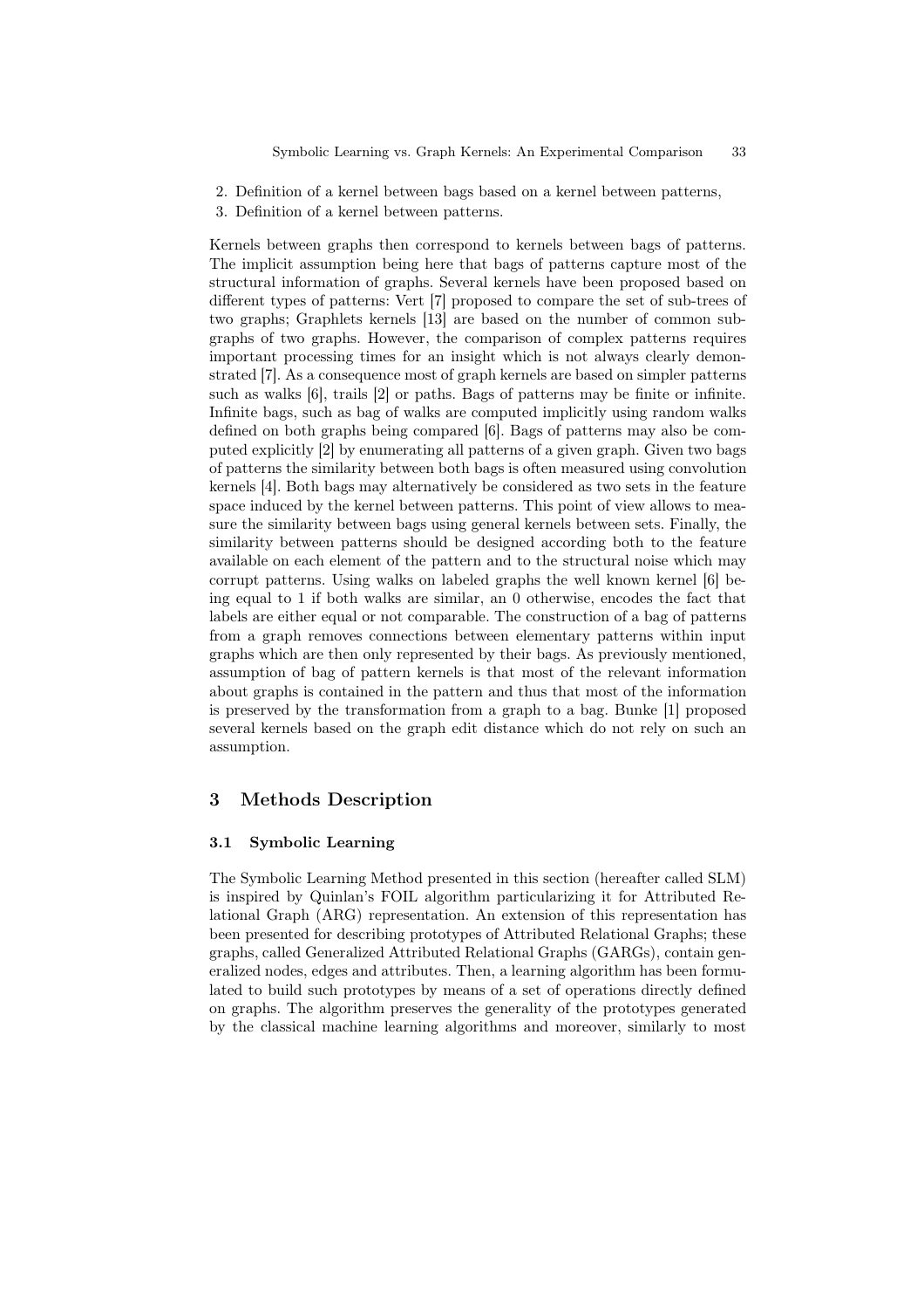2. Definition of a kernel between bags based on a kernel between patterns,
3. Definition of a kernel between patterns.

Kernels between graphs then correspond to kernels between bags of patterns. The implicit assumption being here that bags of patterns capture most of the structural information of graphs. Several kernels have been proposed based on different types of patterns: Vert [7] proposed to compare the set of sub-trees of two graphs; Graphlets kernels [13] are based on the number of common subgraphs of two graphs. However, the comparison of complex patterns requires important processing times for an insight which is not always clearly demonstrated [7]. As a consequence most of graph kernels are based on simpler patterns such as walks [6], trails [2] or paths. Bags of patterns may be finite or infinite. Infinite bags, such as bag of walks are computed implicitly using random walks defined on both graphs being compared [6]. Bags of patterns may also be computed explicitly [2] by enumerating all patterns of a given graph. Given two bags of patterns the similarity between both bags is often measured using convolution kernels [4]. Both bags may alternatively be considered as two sets in the feature space induced by the kernel between patterns. This point of view allows to measure the similarity between bags using general kernels between sets. Finally, the similarity between patterns should be designed according both to the feature available on each element of the pattern and to the structural noise which may corrupt patterns. Using walks on labeled graphs the well known kernel [6] being equal to 1 if both walks are similar, an 0 otherwise, encodes the fact that labels are either equal or not comparable. The construction of a bag of patterns from a graph removes connections between elementary patterns within input graphs which are then only represented by their bags. As previously mentioned, assumption of bag of pattern kernels is that most of the relevant information about graphs is contained in the pattern and thus that most of the information is preserved by the transformation from a graph to a bag. Bunke [1] proposed several kernels based on the graph edit distance which do not rely on such an assumption.

## 3 Methods Description

### 3.1 Symbolic Learning

The Symbolic Learning Method presented in this section (hereafter called SLM) is inspired by Quinlan's FOIL algorithm particularizing it for Attributed Relational Graph (ARG) representation. An extension of this representation has been presented for describing prototypes of Attributed Relational Graphs; these graphs, called Generalized Attributed Relational Graphs (GARGs), contain generalized nodes, edges and attributes. Then, a learning algorithm has been formulated to build such prototypes by means of a set of operations directly defined on graphs. The algorithm preserves the generality of the prototypes generated by the classical machine learning algorithms and moreover, similarly to most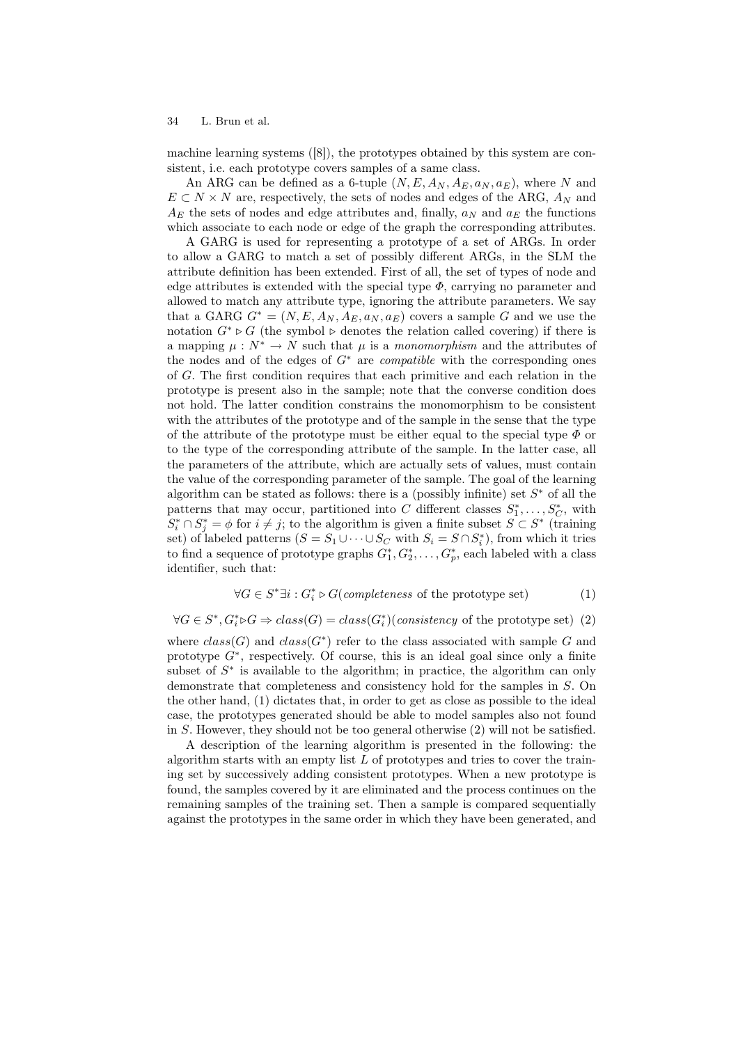machine learning systems ([8]), the prototypes obtained by this system are consistent, i.e. each prototype covers samples of a same class.

An ARG can be defined as a 6-tuple $(N, E, A_N, A_E, a_N, a_E)$, where $N$ and $E \subset N \times N$ are, respectively, the sets of nodes and edges of the ARG, $A_N$ and $A_E$ the sets of nodes and edge attributes and, finally, $a_N$ and $a_E$ the functions which associate to each node or edge of the graph the corresponding attributes.

A GARG is used for representing a prototype of a set of ARGs. In order to allow a GARG to match a set of possibly different ARGs, in the SLM the attribute definition has been extended. First of all, the set of types of node and edge attributes is extended with the special type $\Phi$, carrying no parameter and allowed to match any attribute type, ignoring the attribute parameters. We say that a GARG $G^* = (N, E, A_N, A_E, a_N, a_E)$ covers a sample $G$ and we use the notation $G^* \triangleright G$ (the symbol $\triangleright$ denotes the relation called covering) if there is a mapping $\mu : N^* \rightarrow N$ such that $\mu$ is a *monomorphism* and the attributes of the nodes and of the edges of $G^*$ are *compatible* with the corresponding ones of $G$. The first condition requires that each primitive and each relation in the prototype is present also in the sample; note that the converse condition does not hold. The latter condition constrains the monomorphism to be consistent with the attributes of the prototype and of the sample in the sense that the type of the attribute of the prototype must be either equal to the special type $\Phi$ or to the type of the corresponding attribute of the sample. In the latter case, all the parameters of the attribute, which are actually sets of values, must contain the value of the corresponding parameter of the sample. The goal of the learning algorithm can be stated as follows: there is a (possibly infinite) set $S^*$ of all the patterns that may occur, partitioned into $C$ different classes $S_1^*, \ldots, S_C^*$, with $S_i^* \cap S_j^* = \phi$ for $i \neq j$; to the algorithm is given a finite subset $S \subset S^*$ (training set) of labeled patterns ($S = S_1 \cup \cdots \cup S_C$ with $S_i = S \cap S_i^*$), from which it tries to find a sequence of prototype graphs $G_1^*, G_2^*, \ldots, G_p^*$, each labeled with a class identifier, such that:

$$\forall G \in S^* \exists i : G_i^* \triangleright G (\textit{completeness} \text{ of the prototype set}) \quad (1)$$

$$\forall G \in S^*, G_i^* \triangleright G \Rightarrow class(G) = class(G_i^*) (\textit{consistency} \text{ of the prototype set}) \quad (2)$$

where $class(G)$ and $class(G^*)$ refer to the class associated with sample $G$ and prototype $G^*$, respectively. Of course, this is an ideal goal since only a finite subset of $S^*$ is available to the algorithm; in practice, the algorithm can only demonstrate that completeness and consistency hold for the samples in $S$. On the other hand, (1) dictates that, in order to get as close as possible to the ideal case, the prototypes generated should be able to model samples also not found in $S$. However, they should not be too general otherwise (2) will not be satisfied.

A description of the learning algorithm is presented in the following: the algorithm starts with an empty list $L$ of prototypes and tries to cover the training set by successively adding consistent prototypes. When a new prototype is found, the samples covered by it are eliminated and the process continues on the remaining samples of the training set. Then a sample is compared sequentially against the prototypes in the same order in which they have been generated, and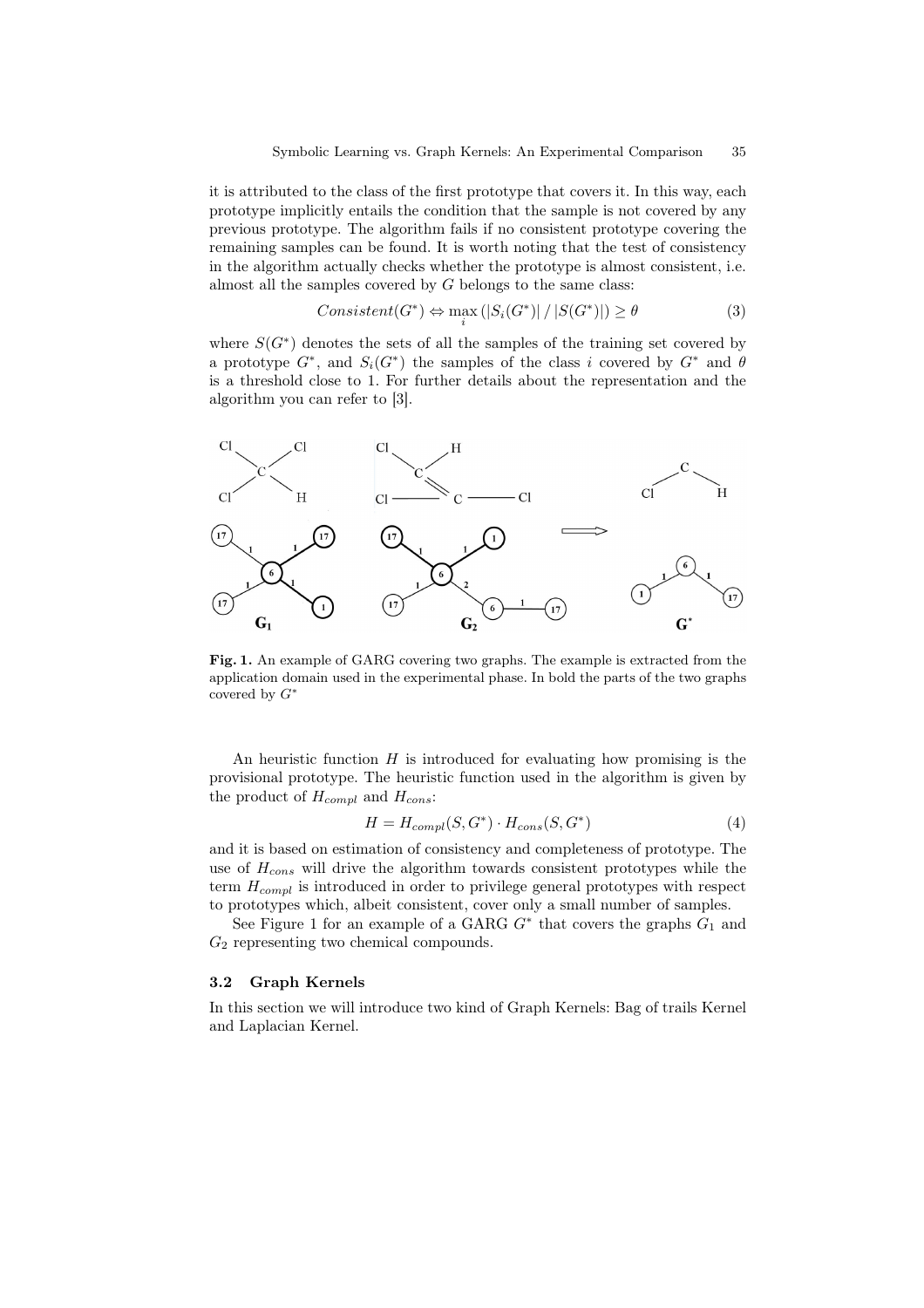it is attributed to the class of the first prototype that covers it. In this way, each prototype implicitly entails the condition that the sample is not covered by any previous prototype. The algorithm fails if no consistent prototype covering the remaining samples can be found. It is worth noting that the test of consistency in the algorithm actually checks whether the prototype is almost consistent, i.e. almost all the samples covered by $G$ belongs to the same class:

$$Consistent(G^*) \Leftrightarrow \max_i \left( |S_i(G^*)| \,/\, |S(G^*)| \right) \geq \theta \tag{3}$$

where $S(G^*)$ denotes the sets of all the samples of the training set covered by a prototype $G^*$, and $S_i(G^*)$ the samples of the class $i$ covered by $G^*$ and $\theta$ is a threshold close to 1. For further details about the representation and the algorithm you can refer to [3].

**Fig. 1.** An example of GARG covering two graphs. The example is extracted from the application domain used in the experimental phase. In bold the parts of the two graphs covered by $G^*$

An heuristic function $H$ is introduced for evaluating how promising is the provisional prototype. The heuristic function used in the algorithm is given by the product of $H_{compl}$ and $H_{cons}$:

$$H = H_{compl}(S, G^*) \cdot H_{cons}(S, G^*) \tag{4}$$

and it is based on estimation of consistency and completeness of prototype. The use of $H_{cons}$ will drive the algorithm towards consistent prototypes while the term $H_{compl}$ is introduced in order to privilege general prototypes with respect to prototypes which, albeit consistent, cover only a small number of samples.

See Figure 1 for an example of a GARG $G^*$ that covers the graphs $G_1$ and $G_2$ representing two chemical compounds.

### 3.2 Graph Kernels

In this section we will introduce two kind of Graph Kernels: Bag of trails Kernel and Laplacian Kernel.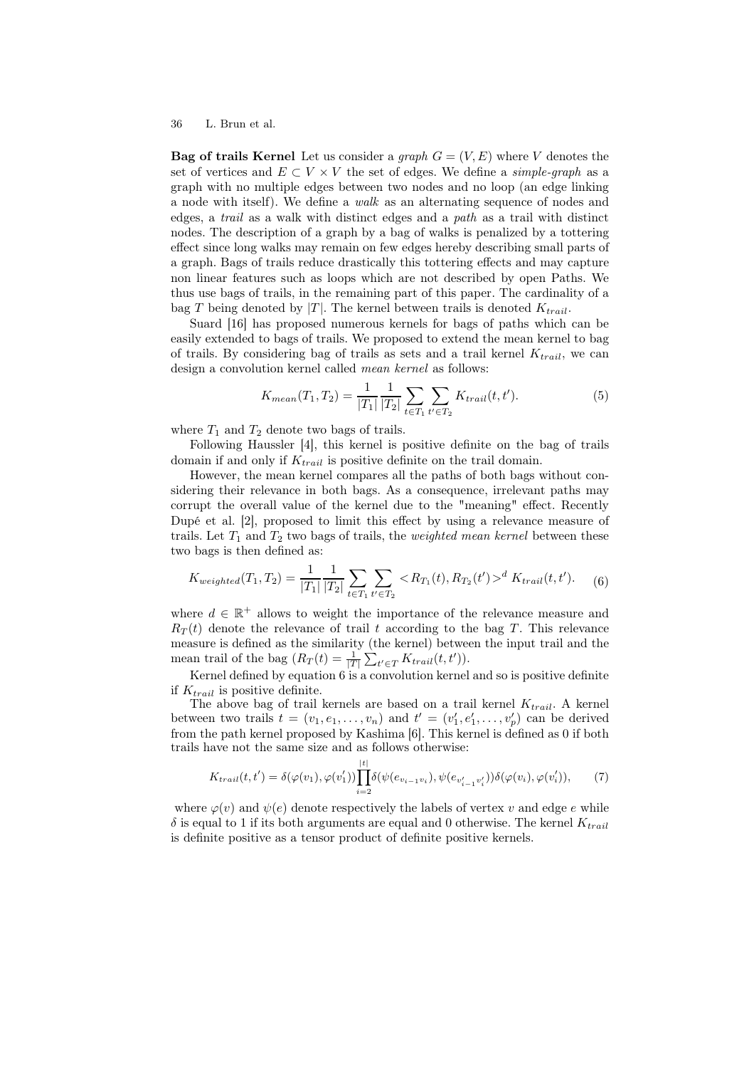**Bag of trails Kernel** Let us consider a *graph* $G = (V, E)$ where $V$ denotes the set of vertices and $E \subset V \times V$ the set of edges. We define a *simple-graph* as a graph with no multiple edges between two nodes and no loop (an edge linking a node with itself). We define a *walk* as an alternating sequence of nodes and edges, a *trail* as a walk with distinct edges and a *path* as a trail with distinct nodes. The description of a graph by a bag of walks is penalized by a tottering effect since long walks may remain on few edges hereby describing small parts of a graph. Bags of trails reduce drastically this tottering effects and may capture non linear features such as loops which are not described by open Paths. We thus use bags of trails, in the remaining part of this paper. The cardinality of a bag $T$ being denoted by $|T|$. The kernel between trails is denoted $K_{trail}$.

Suard [16] has proposed numerous kernels for bags of paths which can be easily extended to bags of trails. We proposed to extend the mean kernel to bag of trails. By considering bag of trails as sets and a trail kernel $K_{trail}$, we can design a convolution kernel called *mean kernel* as follows:

$$K_{mean}(T_1, T_2) = \frac{1}{|T_1|} \frac{1}{|T_2|} \sum_{t \in T_1} \sum_{t' \in T_2} K_{trail}(t, t'). \tag{5}$$

where $T_1$ and $T_2$ denote two bags of trails.

Following Haussler [4], this kernel is positive definite on the bag of trails domain if and only if $K_{trail}$ is positive definite on the trail domain.

However, the mean kernel compares all the paths of both bags without considering their relevance in both bags. As a consequence, irrelevant paths may corrupt the overall value of the kernel due to the "meaning" effect. Recently Dupé et al. [2], proposed to limit this effect by using a relevance measure of trails. Let $T_1$ and $T_2$ two bags of trails, the *weighted mean kernel* between these two bags is then defined as:

$$K_{weighted}(T_1, T_2) = \frac{1}{|T_1|} \frac{1}{|T_2|} \sum_{t \in T_1} \sum_{t' \in T_2} < R_{T_1}(t), R_{T_2}(t') >^d K_{trail}(t, t'). \tag{6}$$

where $d \in \mathbb{R}^+$ allows to weight the importance of the relevance measure and $R_T(t)$ denote the relevance of trail $t$ according to the bag $T$. This relevance measure is defined as the similarity (the kernel) between the input trail and the mean trail of the bag ($R_T(t) = \frac{1}{|T|} \sum_{t' \in T} K_{trail}(t, t')$).

Kernel defined by equation 6 is a convolution kernel and so is positive definite if $K_{trail}$ is positive definite.

The above bag of trail kernels are based on a trail kernel $K_{trail}$. A kernel between two trails $t = (v_1, e_1, \ldots, v_n)$ and $t' = (v'_1, e'_1, \ldots, v'_p)$ can be derived from the path kernel proposed by Kashima [6]. This kernel is defined as 0 if both trails have not the same size and as follows otherwise:

$$K_{trail}(t, t') = \delta(\varphi(v_1), \varphi(v'_1)) \prod_{i=2}^{|t|} \delta(\psi(e_{v_{i-1}v_i}), \psi(e_{v'_{i-1}v'_i})) \delta(\varphi(v_i), \varphi(v'_i)), \tag{7}$$

where $\varphi(v)$ and $\psi(e)$ denote respectively the labels of vertex $v$ and edge $e$ while $\delta$ is equal to 1 if its both arguments are equal and 0 otherwise. The kernel $K_{trail}$ is definite positive as a tensor product of definite positive kernels.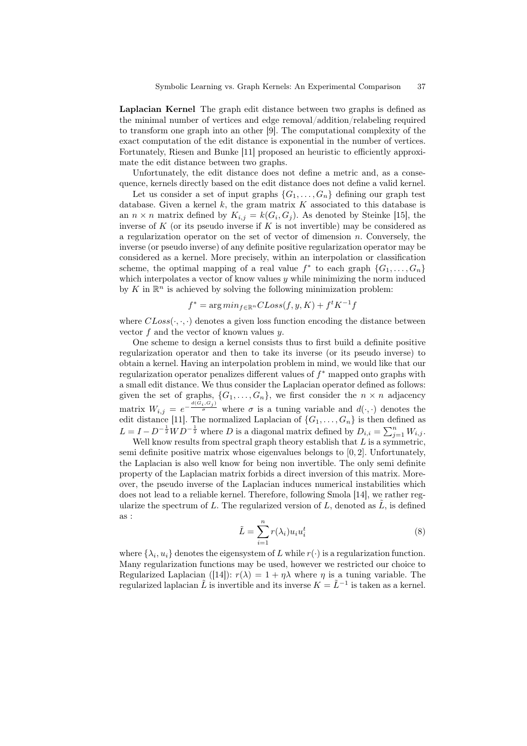**Laplacian Kernel** The graph edit distance between two graphs is defined as the minimal number of vertices and edge removal/addition/relabeling required to transform one graph into an other [9]. The computational complexity of the exact computation of the edit distance is exponential in the number of vertices. Fortunately, Riesen and Bunke [11] proposed an heuristic to efficiently approximate the edit distance between two graphs.

Unfortunately, the edit distance does not define a metric and, as a consequence, kernels directly based on the edit distance does not define a valid kernel.

Let us consider a set of input graphs $\{G_1, \ldots, G_n\}$ defining our graph test database. Given a kernel $k$, the gram matrix $K$ associated to this database is an $n \times n$ matrix defined by $K_{i,j} = k(G_i, G_j)$. As denoted by Steinke [15], the inverse of $K$ (or its pseudo inverse if $K$ is not invertible) may be considered as a regularization operator on the set of vector of dimension $n$. Conversely, the inverse (or pseudo inverse) of any definite positive regularization operator may be considered as a kernel. More precisely, within an interpolation or classification scheme, the optimal mapping of a real value $f^*$ to each graph $\{G_1, \ldots, G_n\}$ which interpolates a vector of know values $y$ while minimizing the norm induced by $K$ in $\mathbb{R}^n$ is achieved by solving the following minimization problem:

$$f^* = \arg min_{f \in \mathbb{R}^n} CLoss(f, y, K) + f^t K^{-1} f$$

where $CLoss(\cdot, \cdot, \cdot)$ denotes a given loss function encoding the distance between vector $f$ and the vector of known values $y$.

One scheme to design a kernel consists thus to first build a definite positive regularization operator and then to take its inverse (or its pseudo inverse) to obtain a kernel. Having an interpolation problem in mind, we would like that our regularization operator penalizes different values of $f^*$ mapped onto graphs with a small edit distance. We thus consider the Laplacian operator defined as follows: given the set of graphs, $\{G_1, \ldots, G_n\}$, we first consider the $n \times n$ adjacency matrix $W_{i,j} = e^{-\frac{d(G_i, G_j)}{\sigma}}$ where $\sigma$ is a tuning variable and $d(\cdot, \cdot)$ denotes the edit distance [11]. The normalized Laplacian of $\{G_1, \ldots, G_n\}$ is then defined as $L = I - D^{-\frac{1}{2}} W D^{-\frac{1}{2}}$ where $D$ is a diagonal matrix defined by $D_{i,i} = \sum_{j=1}^{n} W_{i,j}$.

Well know results from spectral graph theory establish that $L$ is a symmetric, semi definite positive matrix whose eigenvalues belongs to $[0, 2]$. Unfortunately, the Laplacian is also well know for being non invertible. The only semi definite property of the Laplacian matrix forbids a direct inversion of this matrix. Moreover, the pseudo inverse of the Laplacian induces numerical instabilities which does not lead to a reliable kernel. Therefore, following Smola [14], we rather regularize the spectrum of $L$. The regularized version of $L$, denoted as $\tilde{L}$, is defined as :

$$\tilde{L} = \sum_{i=1}^{n} r(\lambda_i) u_i u_i^t \tag{8}$$

where $\{\lambda_i, u_i\}$ denotes the eigensystem of $L$ while $r(\cdot)$ is a regularization function. Many regularization functions may be used, however we restricted our choice to Regularized Laplacian ([14]): $r(\lambda) = 1 + \eta\lambda$ where $\eta$ is a tuning variable. The regularized laplacian $\tilde{L}$ is invertible and its inverse $K = \tilde{L}^{-1}$ is taken as a kernel.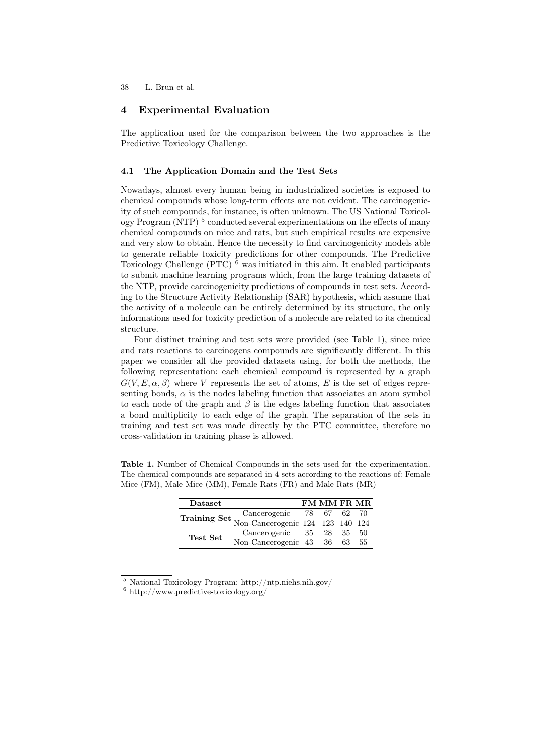## 4 Experimental Evaluation

The application used for the comparison between the two approaches is the Predictive Toxicology Challenge.

### 4.1 The Application Domain and the Test Sets

Nowadays, almost every human being in industrialized societies is exposed to chemical compounds whose long-term effects are not evident. The carcinogenicity of such compounds, for instance, is often unknown. The US National Toxicology Program (NTP) [5] conducted several experimentations on the effects of many chemical compounds on mice and rats, but such empirical results are expensive and very slow to obtain. Hence the necessity to find carcinogenicity models able to generate reliable toxicity predictions for other compounds. The Predictive Toxicology Challenge (PTC) [6] was initiated in this aim. It enabled participants to submit machine learning programs which, from the large training datasets of the NTP, provide carcinogenicity predictions of compounds in test sets. According to the Structure Activity Relationship (SAR) hypothesis, which assume that the activity of a molecule can be entirely determined by its structure, the only informations used for toxicity prediction of a molecule are related to its chemical structure.

Four distinct training and test sets were provided (see Table 1), since mice and rats reactions to carcinogens compounds are significantly different. In this paper we consider all the provided datasets using, for both the methods, the following representation: each chemical compound is represented by a graph $G(V, E, \alpha, \beta)$ where $V$ represents the set of atoms, $E$ is the set of edges representing bonds, $\alpha$ is the nodes labeling function that associates an atom symbol to each node of the graph and $\beta$ is the edges labeling function that associates a bond multiplicity to each edge of the graph. The separation of the sets in training and test set was made directly by the PTC committee, therefore no cross-validation in training phase is allowed.

**Table 1.** Number of Chemical Compounds in the sets used for the experimentation. The chemical compounds are separated in 4 sets according to the reactions of: Female Mice (FM), Male Mice (MM), Female Rats (FR) and Male Rats (MR)

| Dataset | | FM | MM | FR | MR |
|---|---|---|---|---|---|
| **Training Set** | Cancerogenic | 78 | 67 | 62 | 70 |
| | Non-Cancerogenic | 124 | 123 | 140 | 124 |
| **Test Set** | Cancerogenic | 35 | 28 | 35 | 50 |
| | Non-Cancerogenic | 43 | 36 | 63 | 55 |

[5] National Toxicology Program: http://ntp.niehs.nih.gov/

[6] http://www.predictive-toxicology.org/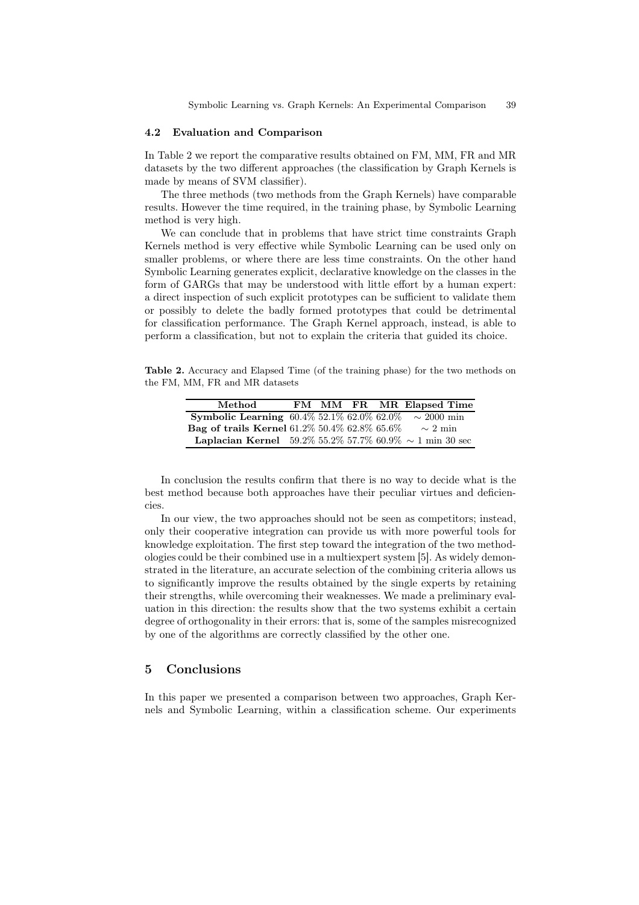### 4.2 Evaluation and Comparison

In Table 2 we report the comparative results obtained on FM, MM, FR and MR datasets by the two different approaches (the classification by Graph Kernels is made by means of SVM classifier).

The three methods (two methods from the Graph Kernels) have comparable results. However the time required, in the training phase, by Symbolic Learning method is very high.

We can conclude that in problems that have strict time constraints Graph Kernels method is very effective while Symbolic Learning can be used only on smaller problems, or where there are less time constraints. On the other hand Symbolic Learning generates explicit, declarative knowledge on the classes in the form of GARGs that may be understood with little effort by a human expert: a direct inspection of such explicit prototypes can be sufficient to validate them or possibly to delete the badly formed prototypes that could be detrimental for classification performance. The Graph Kernel approach, instead, is able to perform a classification, but not to explain the criteria that guided its choice.

**Table 2.** Accuracy and Elapsed Time (of the training phase) for the two methods on the FM, MM, FR and MR datasets

| Method | FM | MM | FR | MR | Elapsed Time |
|---|---|---|---|---|---|
| **Symbolic Learning** | 60.4% | 52.1% | 62.0% | 62.0% | $\sim$ 2000 min |
| **Bag of trails Kernel** | 61.2% | 50.4% | 62.8% | 65.6% | $\sim$ 2 min |
| **Laplacian Kernel** | 59.2% | 55.2% | 57.7% | 60.9% | $\sim$ 1 min 30 sec |

In conclusion the results confirm that there is no way to decide what is the best method because both approaches have their peculiar virtues and deficiencies.

In our view, the two approaches should not be seen as competitors; instead, only their cooperative integration can provide us with more powerful tools for knowledge exploitation. The first step toward the integration of the two methodologies could be their combined use in a multiexpert system [5]. As widely demonstrated in the literature, an accurate selection of the combining criteria allows us to significantly improve the results obtained by the single experts by retaining their strengths, while overcoming their weaknesses. We made a preliminary evaluation in this direction: the results show that the two systems exhibit a certain degree of orthogonality in their errors: that is, some of the samples misrecognized by one of the algorithms are correctly classified by the other one.

## 5 Conclusions

In this paper we presented a comparison between two approaches, Graph Kernels and Symbolic Learning, within a classification scheme. Our experiments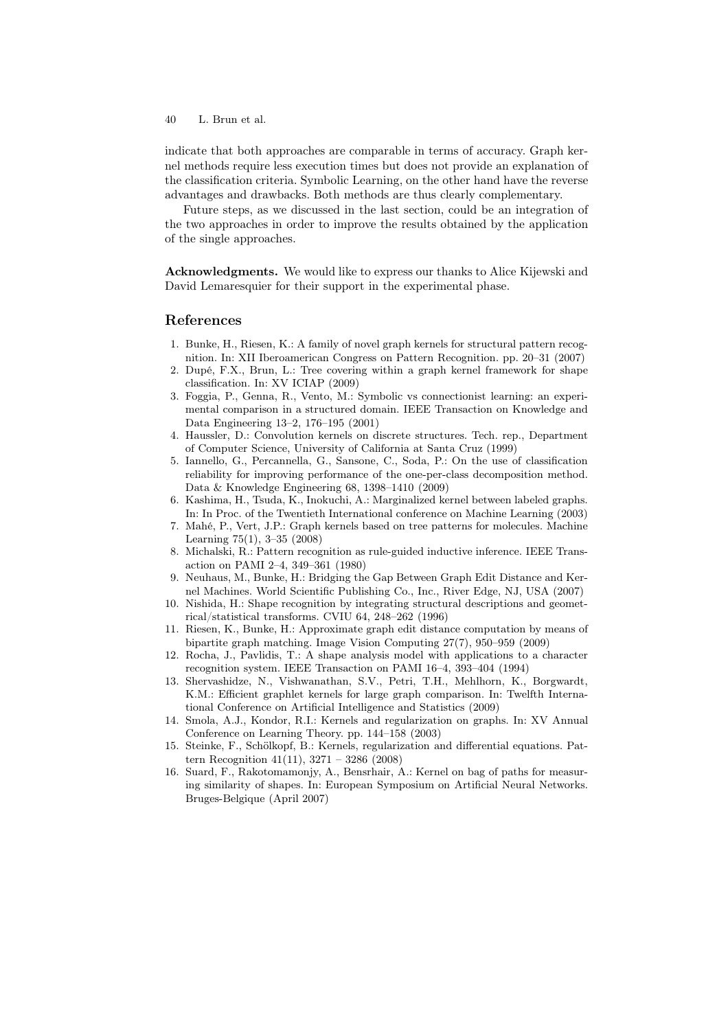indicate that both approaches are comparable in terms of accuracy. Graph kernel methods require less execution times but does not provide an explanation of the classification criteria. Symbolic Learning, on the other hand have the reverse advantages and drawbacks. Both methods are thus clearly complementary.

Future steps, as we discussed in the last section, could be an integration of the two approaches in order to improve the results obtained by the application of the single approaches.

**Acknowledgments.** We would like to express our thanks to Alice Kijewski and David Lemaresquier for their support in the experimental phase.

## References

1. Bunke, H., Riesen, K.: A family of novel graph kernels for structural pattern recognition. In: XII Iberoamerican Congress on Pattern Recognition. pp. 20–31 (2007)
2. Dupé, F.X., Brun, L.: Tree covering within a graph kernel framework for shape classification. In: XV ICIAP (2009)
3. Foggia, P., Genna, R., Vento, M.: Symbolic vs connectionist learning: an experimental comparison in a structured domain. IEEE Transaction on Knowledge and Data Engineering 13–2, 176–195 (2001)
4. Haussler, D.: Convolution kernels on discrete structures. Tech. rep., Department of Computer Science, University of California at Santa Cruz (1999)
5. Iannello, G., Percannella, G., Sansone, C., Soda, P.: On the use of classification reliability for improving performance of the one-per-class decomposition method. Data & Knowledge Engineering 68, 1398–1410 (2009)
6. Kashima, H., Tsuda, K., Inokuchi, A.: Marginalized kernel between labeled graphs. In: In Proc. of the Twentieth International conference on Machine Learning (2003)
7. Mahé, P., Vert, J.P.: Graph kernels based on tree patterns for molecules. Machine Learning 75(1), 3–35 (2008)
8. Michalski, R.: Pattern recognition as rule-guided inductive inference. IEEE Transaction on PAMI 2–4, 349–361 (1980)
9. Neuhaus, M., Bunke, H.: Bridging the Gap Between Graph Edit Distance and Kernel Machines. World Scientific Publishing Co., Inc., River Edge, NJ, USA (2007)
10. Nishida, H.: Shape recognition by integrating structural descriptions and geometrical/statistical transforms. CVIU 64, 248–262 (1996)
11. Riesen, K., Bunke, H.: Approximate graph edit distance computation by means of bipartite graph matching. Image Vision Computing 27(7), 950–959 (2009)
12. Rocha, J., Pavlidis, T.: A shape analysis model with applications to a character recognition system. IEEE Transaction on PAMI 16–4, 393–404 (1994)
13. Shervashidze, N., Vishwanathan, S.V., Petri, T.H., Mehlhorn, K., Borgwardt, K.M.: Efficient graphlet kernels for large graph comparison. In: Twelfth International Conference on Artificial Intelligence and Statistics (2009)
14. Smola, A.J., Kondor, R.I.: Kernels and regularization on graphs. In: XV Annual Conference on Learning Theory. pp. 144–158 (2003)
15. Steinke, F., Schölkopf, B.: Kernels, regularization and differential equations. Pattern Recognition 41(11), 3271 – 3286 (2008)
16. Suard, F., Rakotomamonjy, A., Bensrhair, A.: Kernel on bag of paths for measuring similarity of shapes. In: European Symposium on Artificial Neural Networks. Bruges-Belgique (April 2007)